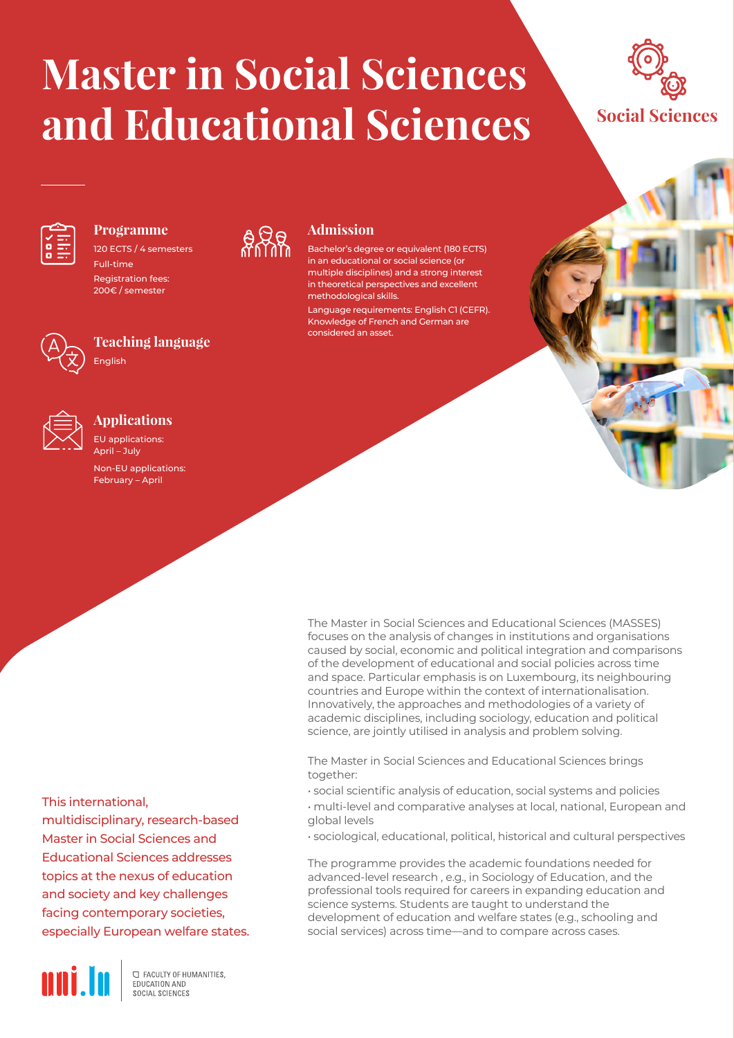# Master in Social Sciences and Educational Sciences

Social Sciences

## Programme

120 ECTS / 4 semesters

Full-time

Registration fees: 200€ / semester

## Admission

Bachelor's degree or equivalent (180 ECTS) in an educational or social science (or multiple disciplines) and a strong interest in theoretical perspectives and excellent methodological skills.

Language requirements: English C1 (CEFR). Knowledge of French and German are considered an asset.

## Teaching language

English

## Applications

EU applications: April – July

Non-EU applications: February – April

This international, multidisciplinary, research-based Master in Social Sciences and Educational Sciences addresses topics at the nexus of education and society and key challenges facing contemporary societies, especially European welfare states.

The Master in Social Sciences and Educational Sciences (MASSES) focuses on the analysis of changes in institutions and organisations caused by social, economic and political integration and comparisons of the development of educational and social policies across time and space. Particular emphasis is on Luxembourg, its neighbouring countries and Europe within the context of internationalisation. Innovatively, the approaches and methodologies of a variety of academic disciplines, including sociology, education and political science, are jointly utilised in analysis and problem solving.

The Master in Social Sciences and Educational Sciences brings together:

- social scientific analysis of education, social systems and policies
- multi-level and comparative analyses at local, national, European and global levels
- sociological, educational, political, historical and cultural perspectives

The programme provides the academic foundations needed for advanced-level research , e.g., in Sociology of Education, and the professional tools required for careers in expanding education and science systems. Students are taught to understand the development of education and welfare states (e.g., schooling and social services) across time—and to compare across cases.

uni.lu

FACULTY OF HUMANITIES, EDUCATION AND SOCIAL SCIENCES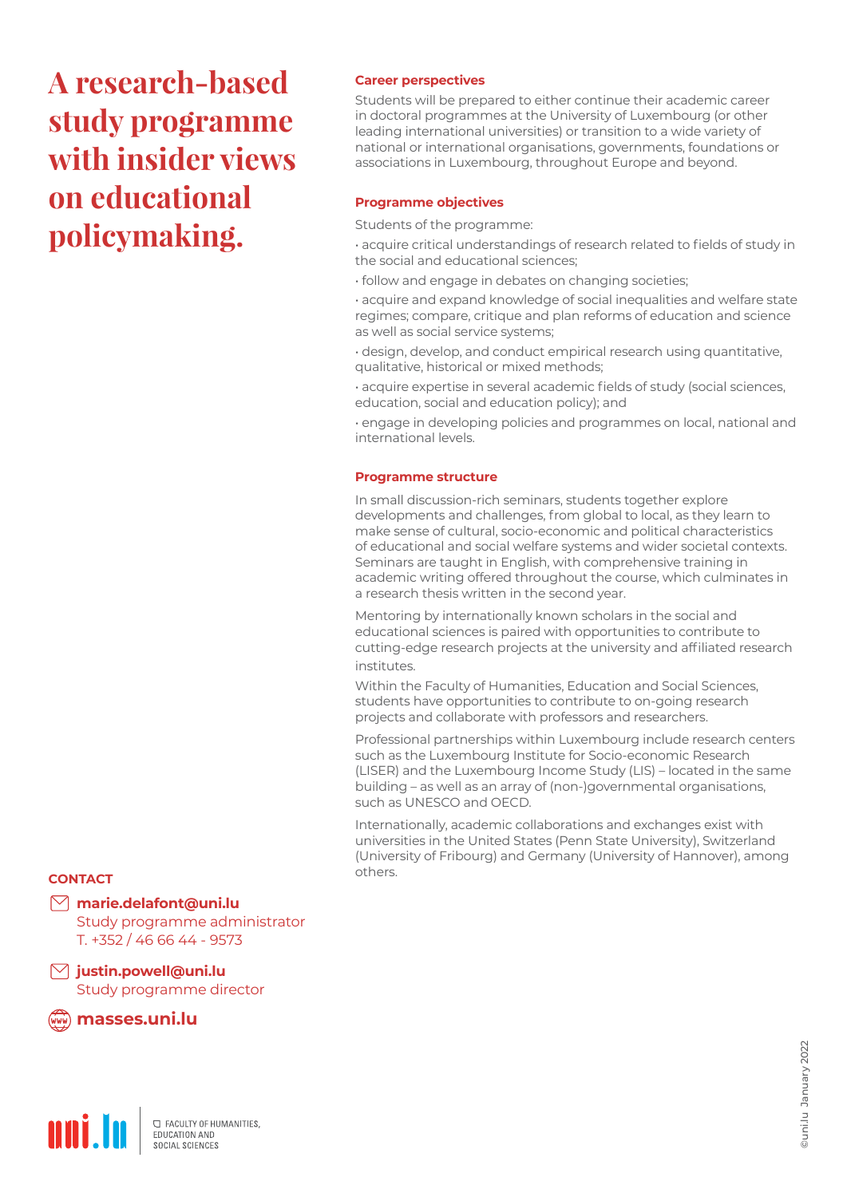# A research-based study programme with insider views on educational policymaking.

### Career perspectives

Students will be prepared to either continue their academic career in doctoral programmes at the University of Luxembourg (or other leading international universities) or transition to a wide variety of national or international organisations, governments, foundations or associations in Luxembourg, throughout Europe and beyond.

### Programme objectives

Students of the programme:

- acquire critical understandings of research related to fields of study in the social and educational sciences;
- follow and engage in debates on changing societies;
- acquire and expand knowledge of social inequalities and welfare state regimes; compare, critique and plan reforms of education and science as well as social service systems;
- design, develop, and conduct empirical research using quantitative, qualitative, historical or mixed methods;
- acquire expertise in several academic fields of study (social sciences, education, social and education policy); and
- engage in developing policies and programmes on local, national and international levels.

### Programme structure

In small discussion-rich seminars, students together explore developments and challenges, from global to local, as they learn to make sense of cultural, socio-economic and political characteristics of educational and social welfare systems and wider societal contexts. Seminars are taught in English, with comprehensive training in academic writing offered throughout the course, which culminates in a research thesis written in the second year.

Mentoring by internationally known scholars in the social and educational sciences is paired with opportunities to contribute to cutting-edge research projects at the university and affiliated research institutes.

Within the Faculty of Humanities, Education and Social Sciences, students have opportunities to contribute to on-going research projects and collaborate with professors and researchers.

Professional partnerships within Luxembourg include research centers such as the Luxembourg Institute for Socio-economic Research (LISER) and the Luxembourg Income Study (LIS) – located in the same building – as well as an array of (non-)governmental organisations, such as UNESCO and OECD.

Internationally, academic collaborations and exchanges exist with universities in the United States (Penn State University), Switzerland (University of Fribourg) and Germany (University of Hannover), among others.

### CONTACT

**marie.delafont@uni.lu**
Study programme administrator
T. +352 / 46 66 44 - 9573

**justin.powell@uni.lu**
Study programme director

**masses.uni.lu**

uni.lu — FACULTY OF HUMANITIES, EDUCATION AND SOCIAL SCIENCES

©uni.lu January 2022